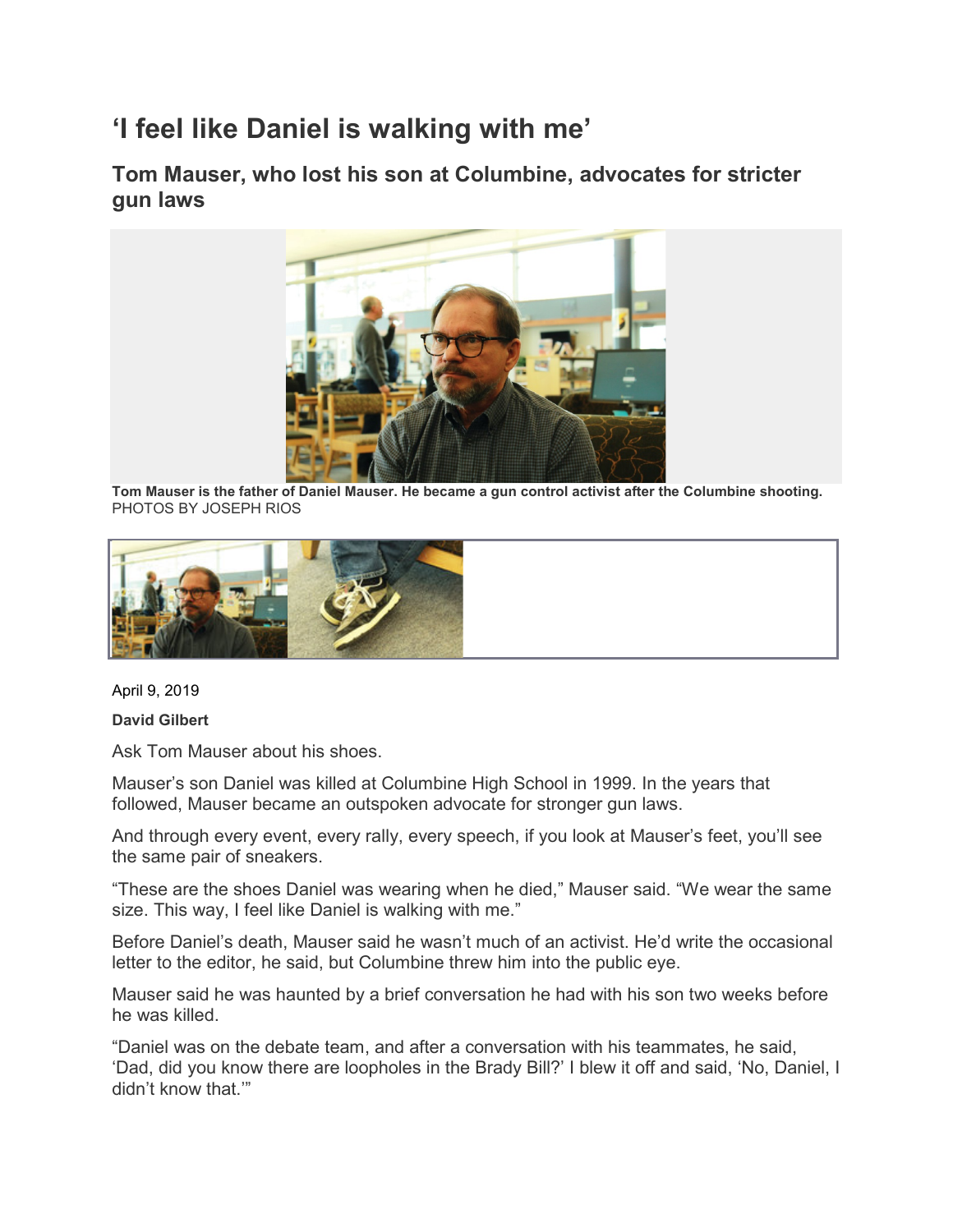# 'I feel like Daniel is walking with me'

## Tom Mauser, who lost his son at Columbine, advocates for stricter gun laws

**Tom Mauser is the father of Daniel Mauser. He became a gun control activist after the Columbine shooting.**
PHOTOS BY JOSEPH RIOS

April 9, 2019

**David Gilbert**

Ask Tom Mauser about his shoes.

Mauser's son Daniel was killed at Columbine High School in 1999. In the years that followed, Mauser became an outspoken advocate for stronger gun laws.

And through every event, every rally, every speech, if you look at Mauser's feet, you'll see the same pair of sneakers.

"These are the shoes Daniel was wearing when he died," Mauser said. "We wear the same size. This way, I feel like Daniel is walking with me."

Before Daniel's death, Mauser said he wasn't much of an activist. He'd write the occasional letter to the editor, he said, but Columbine threw him into the public eye.

Mauser said he was haunted by a brief conversation he had with his son two weeks before he was killed.

"Daniel was on the debate team, and after a conversation with his teammates, he said, 'Dad, did you know there are loopholes in the Brady Bill?' I blew it off and said, 'No, Daniel, I didn't know that.'"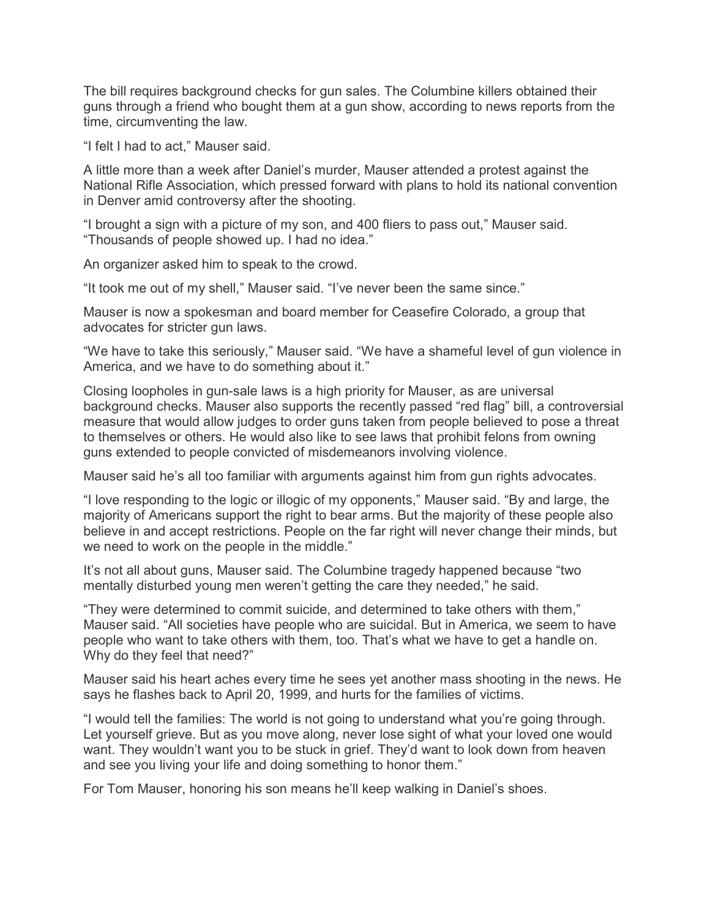The bill requires background checks for gun sales. The Columbine killers obtained their guns through a friend who bought them at a gun show, according to news reports from the time, circumventing the law.

"I felt I had to act," Mauser said.

A little more than a week after Daniel's murder, Mauser attended a protest against the National Rifle Association, which pressed forward with plans to hold its national convention in Denver amid controversy after the shooting.

"I brought a sign with a picture of my son, and 400 fliers to pass out," Mauser said. "Thousands of people showed up. I had no idea."

An organizer asked him to speak to the crowd.

"It took me out of my shell," Mauser said. "I've never been the same since."

Mauser is now a spokesman and board member for Ceasefire Colorado, a group that advocates for stricter gun laws.

"We have to take this seriously," Mauser said. "We have a shameful level of gun violence in America, and we have to do something about it."

Closing loopholes in gun-sale laws is a high priority for Mauser, as are universal background checks. Mauser also supports the recently passed "red flag" bill, a controversial measure that would allow judges to order guns taken from people believed to pose a threat to themselves or others. He would also like to see laws that prohibit felons from owning guns extended to people convicted of misdemeanors involving violence.

Mauser said he's all too familiar with arguments against him from gun rights advocates.

"I love responding to the logic or illogic of my opponents," Mauser said. "By and large, the majority of Americans support the right to bear arms. But the majority of these people also believe in and accept restrictions. People on the far right will never change their minds, but we need to work on the people in the middle."

It's not all about guns, Mauser said. The Columbine tragedy happened because "two mentally disturbed young men weren't getting the care they needed," he said.

"They were determined to commit suicide, and determined to take others with them," Mauser said. "All societies have people who are suicidal. But in America, we seem to have people who want to take others with them, too. That's what we have to get a handle on. Why do they feel that need?"

Mauser said his heart aches every time he sees yet another mass shooting in the news. He says he flashes back to April 20, 1999, and hurts for the families of victims.

"I would tell the families: The world is not going to understand what you're going through. Let yourself grieve. But as you move along, never lose sight of what your loved one would want. They wouldn't want you to be stuck in grief. They'd want to look down from heaven and see you living your life and doing something to honor them."

For Tom Mauser, honoring his son means he'll keep walking in Daniel's shoes.